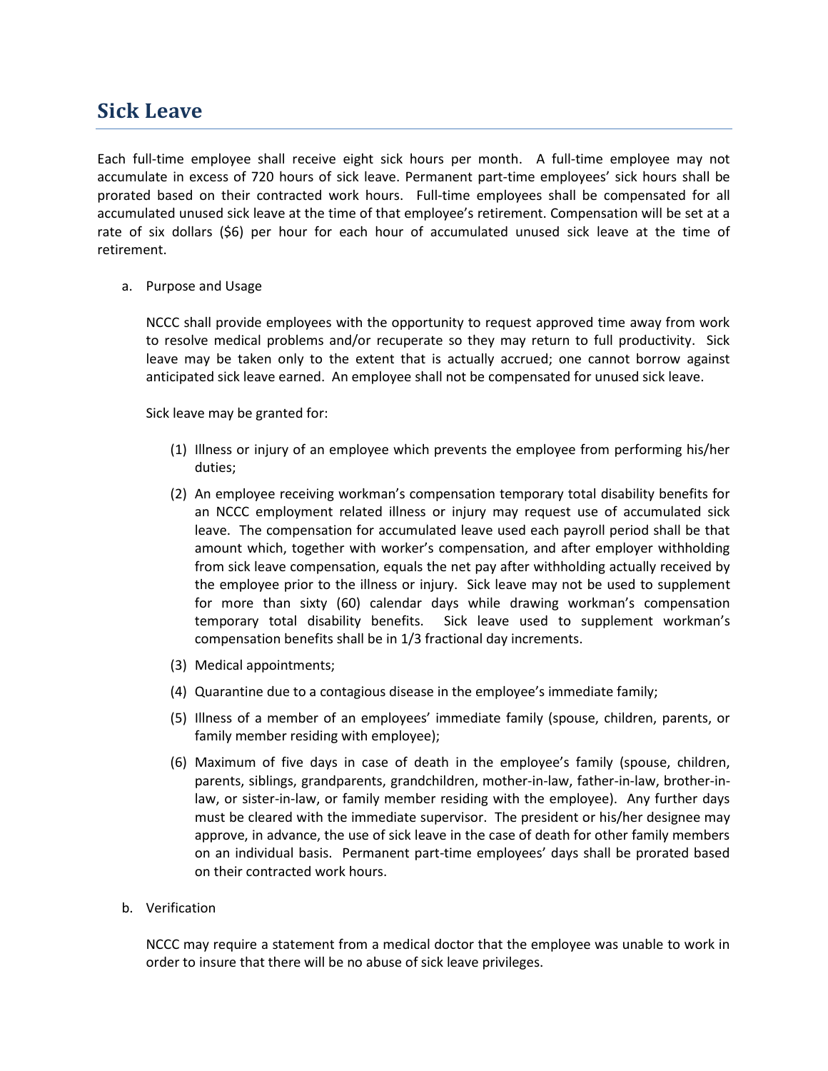## Sick Leave

Each full-time employee shall receive eight sick hours per month. A full-time employee may not accumulate in excess of 720 hours of sick leave. Permanent part-time employees' sick hours shall be prorated based on their contracted work hours. Full-time employees shall be compensated for all accumulated unused sick leave at the time of that employee's retirement. Compensation will be set at a rate of six dollars ($6) per hour for each hour of accumulated unused sick leave at the time of retirement.

a. Purpose and Usage

   NCCC shall provide employees with the opportunity to request approved time away from work to resolve medical problems and/or recuperate so they may return to full productivity. Sick leave may be taken only to the extent that is actually accrued; one cannot borrow against anticipated sick leave earned. An employee shall not be compensated for unused sick leave.

   Sick leave may be granted for:

   (1) Illness or injury of an employee which prevents the employee from performing his/her duties;

   (2) An employee receiving workman's compensation temporary total disability benefits for an NCCC employment related illness or injury may request use of accumulated sick leave. The compensation for accumulated leave used each payroll period shall be that amount which, together with worker's compensation, and after employer withholding from sick leave compensation, equals the net pay after withholding actually received by the employee prior to the illness or injury. Sick leave may not be used to supplement for more than sixty (60) calendar days while drawing workman's compensation temporary total disability benefits. Sick leave used to supplement workman's compensation benefits shall be in 1/3 fractional day increments.

   (3) Medical appointments;

   (4) Quarantine due to a contagious disease in the employee's immediate family;

   (5) Illness of a member of an employees' immediate family (spouse, children, parents, or family member residing with employee);

   (6) Maximum of five days in case of death in the employee's family (spouse, children, parents, siblings, grandparents, grandchildren, mother-in-law, father-in-law, brother-in-law, or sister-in-law, or family member residing with the employee). Any further days must be cleared with the immediate supervisor. The president or his/her designee may approve, in advance, the use of sick leave in the case of death for other family members on an individual basis. Permanent part-time employees' days shall be prorated based on their contracted work hours.

b. Verification

   NCCC may require a statement from a medical doctor that the employee was unable to work in order to insure that there will be no abuse of sick leave privileges.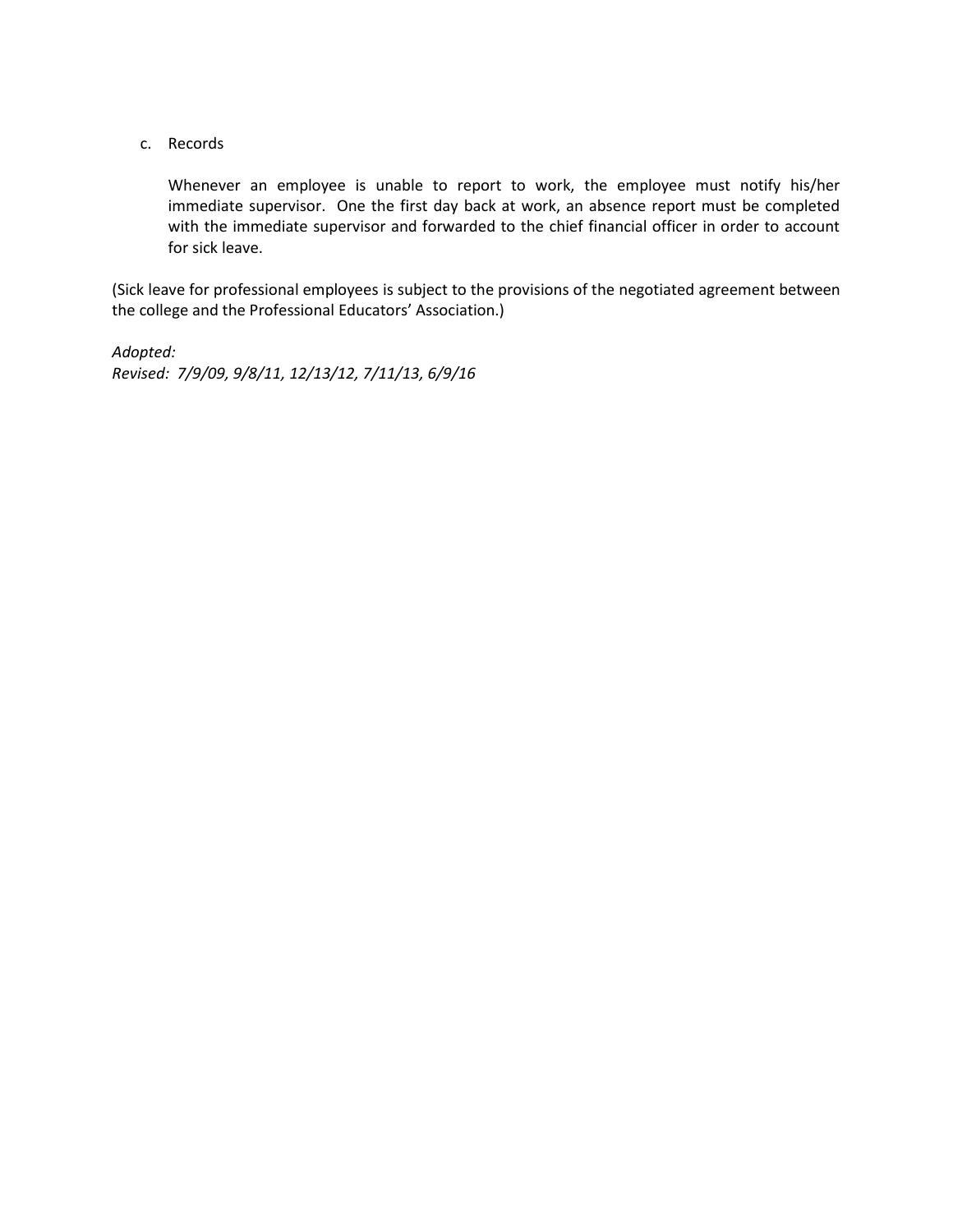c. Records

   Whenever an employee is unable to report to work, the employee must notify his/her immediate supervisor. One the first day back at work, an absence report must be completed with the immediate supervisor and forwarded to the chief financial officer in order to account for sick leave.

(Sick leave for professional employees is subject to the provisions of the negotiated agreement between the college and the Professional Educators' Association.)

*Adopted:*
*Revised: 7/9/09, 9/8/11, 12/13/12, 7/11/13, 6/9/16*